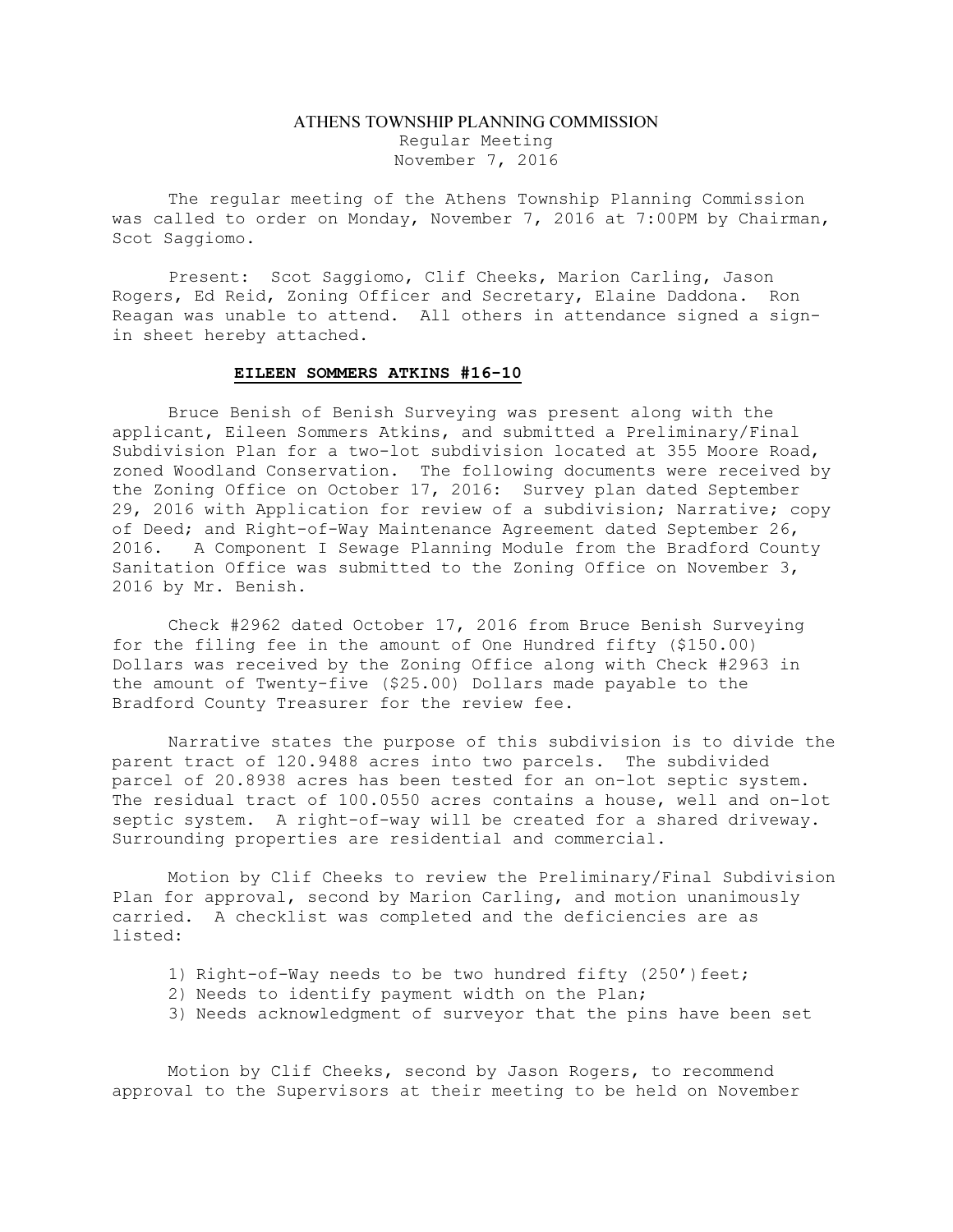# ATHENS TOWNSHIP PLANNING COMMISSION

Regular Meeting
November 7, 2016

The regular meeting of the Athens Township Planning Commission was called to order on Monday, November 7, 2016 at 7:00PM by Chairman, Scot Saggiomo.

Present: Scot Saggiomo, Clif Cheeks, Marion Carling, Jason Rogers, Ed Reid, Zoning Officer and Secretary, Elaine Daddona. Ron Reagan was unable to attend. All others in attendance signed a sign-in sheet hereby attached.

**EILEEN SOMMERS ATKINS #16-10**

Bruce Benish of Benish Surveying was present along with the applicant, Eileen Sommers Atkins, and submitted a Preliminary/Final Subdivision Plan for a two-lot subdivision located at 355 Moore Road, zoned Woodland Conservation. The following documents were received by the Zoning Office on October 17, 2016: Survey plan dated September 29, 2016 with Application for review of a subdivision; Narrative; copy of Deed; and Right-of-Way Maintenance Agreement dated September 26, 2016. A Component I Sewage Planning Module from the Bradford County Sanitation Office was submitted to the Zoning Office on November 3, 2016 by Mr. Benish.

Check #2962 dated October 17, 2016 from Bruce Benish Surveying for the filing fee in the amount of One Hundred fifty ($150.00) Dollars was received by the Zoning Office along with Check #2963 in the amount of Twenty-five ($25.00) Dollars made payable to the Bradford County Treasurer for the review fee.

Narrative states the purpose of this subdivision is to divide the parent tract of 120.9488 acres into two parcels. The subdivided parcel of 20.8938 acres has been tested for an on-lot septic system. The residual tract of 100.0550 acres contains a house, well and on-lot septic system. A right-of-way will be created for a shared driveway. Surrounding properties are residential and commercial.

Motion by Clif Cheeks to review the Preliminary/Final Subdivision Plan for approval, second by Marion Carling, and motion unanimously carried. A checklist was completed and the deficiencies are as listed:

1) Right-of-Way needs to be two hundred fifty (250')feet;
2) Needs to identify payment width on the Plan;
3) Needs acknowledgment of surveyor that the pins have been set

Motion by Clif Cheeks, second by Jason Rogers, to recommend approval to the Supervisors at their meeting to be held on November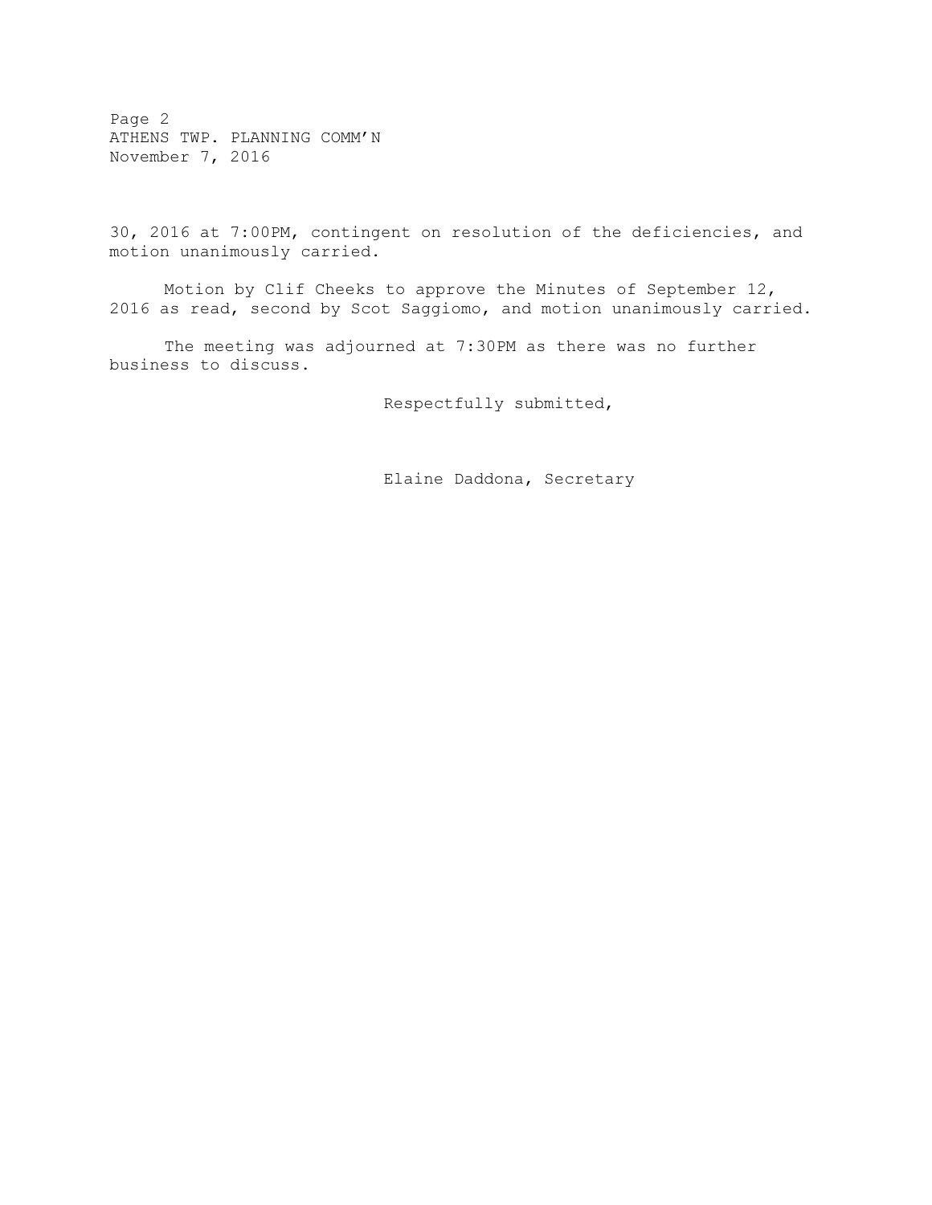30, 2016 at 7:00PM, contingent on resolution of the deficiencies, and motion unanimously carried.

Motion by Clif Cheeks to approve the Minutes of September 12, 2016 as read, second by Scot Saggiomo, and motion unanimously carried.

The meeting was adjourned at 7:30PM as there was no further business to discuss.

Respectfully submitted,

Elaine Daddona, Secretary